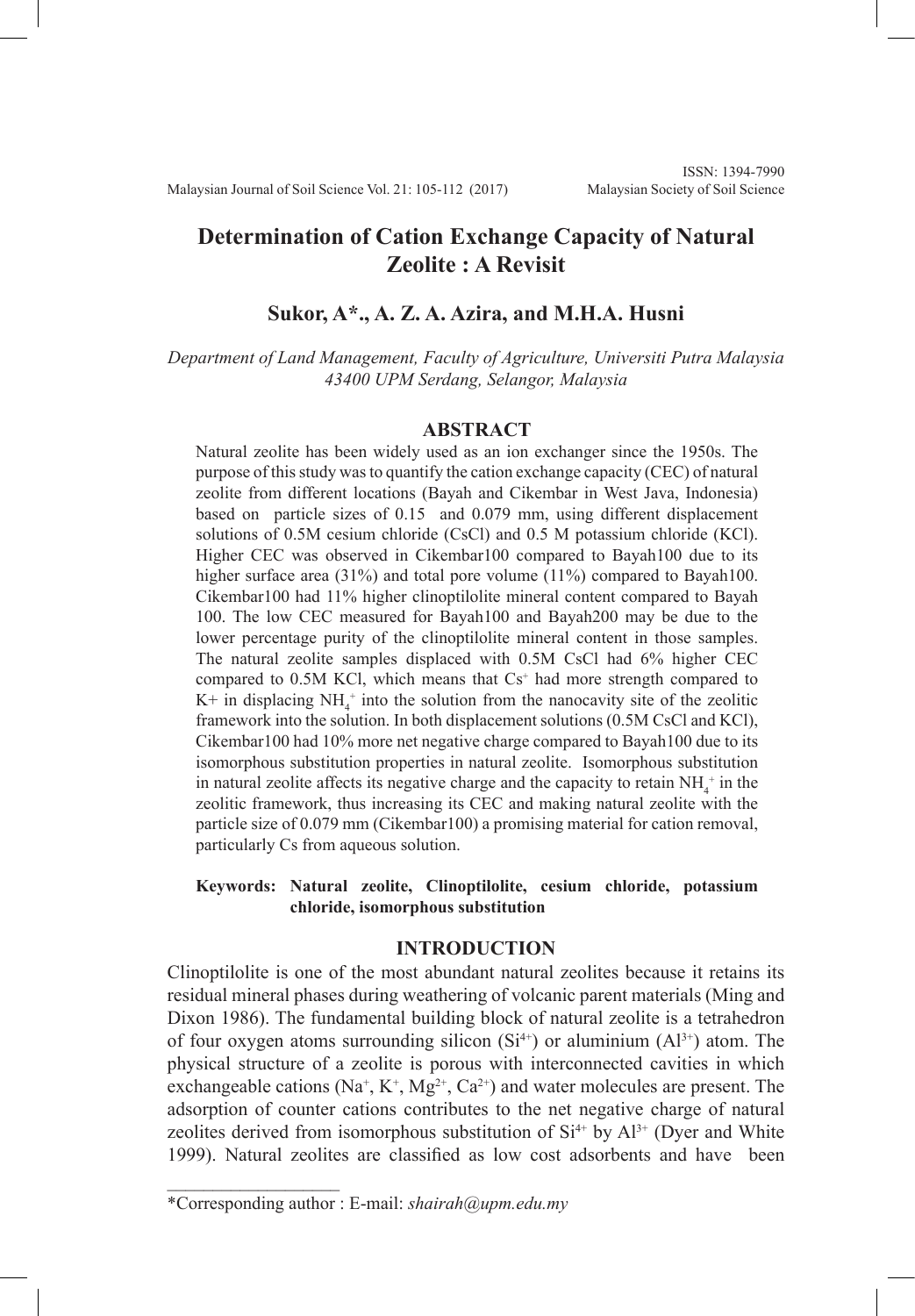# Determination of Cation Exchange Capacity of Natural Zeolite : A Revisit

**Sukor, A*., A. Z. A. Azira, and M.H.A. Husni**

*Department of Land Management, Faculty of Agriculture, Universiti Putra Malaysia 43400 UPM Serdang, Selangor, Malaysia*

## ABSTRACT

Natural zeolite has been widely used as an ion exchanger since the 1950s. The purpose of this study was to quantify the cation exchange capacity (CEC) of natural zeolite from different locations (Bayah and Cikembar in West Java, Indonesia) based on particle sizes of 0.15 and 0.079 mm, using different displacement solutions of 0.5M cesium chloride (CsCl) and 0.5 M potassium chloride (KCl). Higher CEC was observed in Cikembar100 compared to Bayah100 due to its higher surface area (31%) and total pore volume (11%) compared to Bayah100. Cikembar100 had 11% higher clinoptilolite mineral content compared to Bayah 100. The low CEC measured for Bayah100 and Bayah200 may be due to the lower percentage purity of the clinoptilolite mineral content in those samples. The natural zeolite samples displaced with 0.5M CsCl had 6% higher CEC compared to 0.5M KCl, which means that $Cs^+$ had more strength compared to K+ in displacing $NH_4^+$ into the solution from the nanocavity site of the zeolitic framework into the solution. In both displacement solutions (0.5M CsCl and KCl), Cikembar100 had 10% more net negative charge compared to Bayah100 due to its isomorphous substitution properties in natural zeolite. Isomorphous substitution in natural zeolite affects its negative charge and the capacity to retain $NH_4^+$ in the zeolitic framework, thus increasing its CEC and making natural zeolite with the particle size of 0.079 mm (Cikembar100) a promising material for cation removal, particularly Cs from aqueous solution.

**Keywords: Natural zeolite, Clinoptilolite, cesium chloride, potassium chloride, isomorphous substitution**

## INTRODUCTION

Clinoptilolite is one of the most abundant natural zeolites because it retains its residual mineral phases during weathering of volcanic parent materials (Ming and Dixon 1986). The fundamental building block of natural zeolite is a tetrahedron of four oxygen atoms surrounding silicon ($Si^{4+}$) or aluminium ($Al^{3+}$) atom. The physical structure of a zeolite is porous with interconnected cavities in which exchangeable cations ($Na^+$, $K^+$, $Mg^{2+}$, $Ca^{2+}$) and water molecules are present. The adsorption of counter cations contributes to the net negative charge of natural zeolites derived from isomorphous substitution of $Si^{4+}$ by $Al^{3+}$ (Dyer and White 1999). Natural zeolites are classified as low cost adsorbents and have been

*Corresponding author : E-mail: *shairah@upm.edu.my*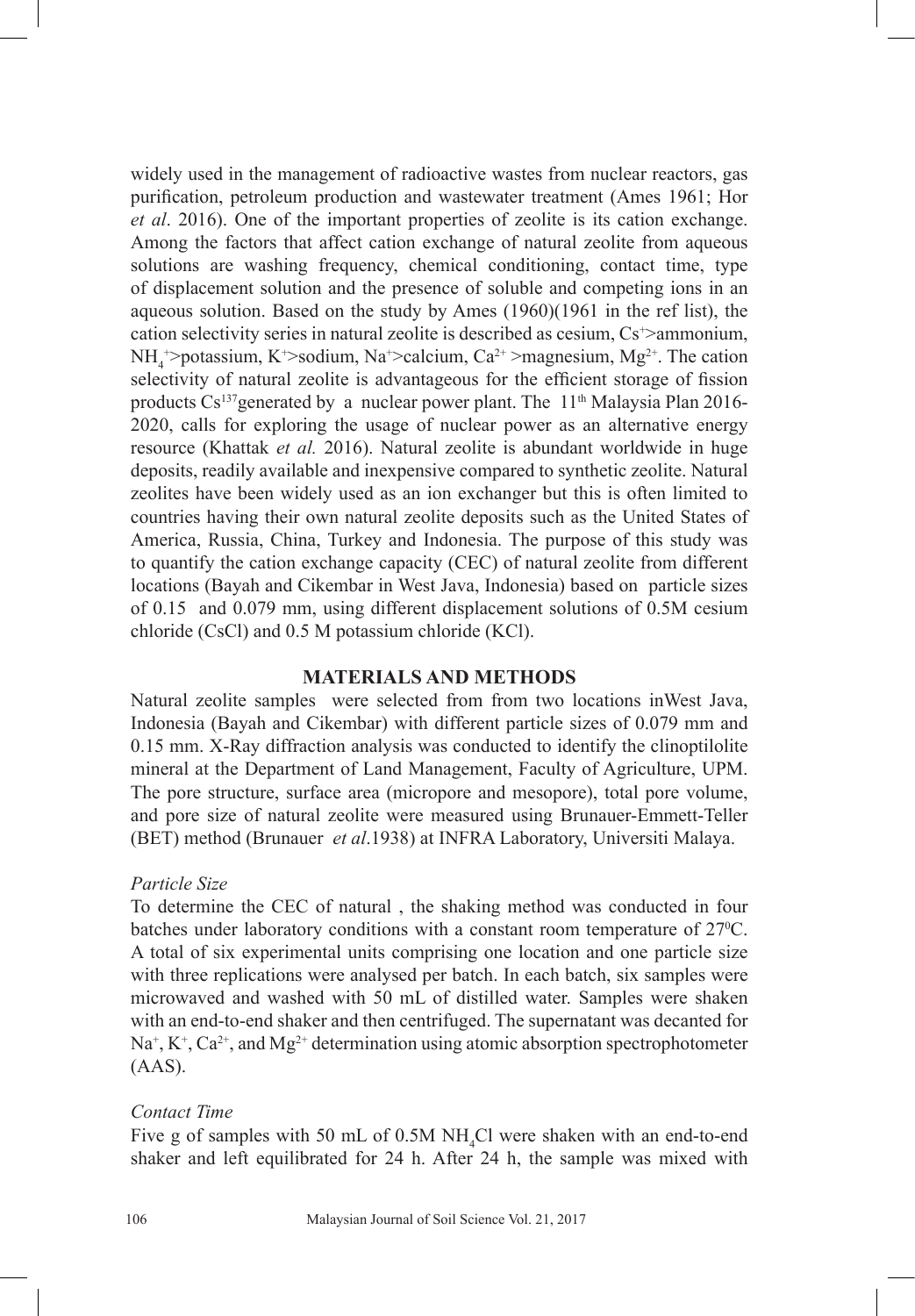widely used in the management of radioactive wastes from nuclear reactors, gas purification, petroleum production and wastewater treatment (Ames 1961; Hor *et al*. 2016). One of the important properties of zeolite is its cation exchange. Among the factors that affect cation exchange of natural zeolite from aqueous solutions are washing frequency, chemical conditioning, contact time, type of displacement solution and the presence of soluble and competing ions in an aqueous solution. Based on the study by Ames (1960)(1961 in the ref list), the cation selectivity series in natural zeolite is described as cesium, $Cs^+$>ammonium, $NH_4^+$>potassium, $K^+$>sodium, $Na^+$>calcium, $Ca^{2+}$ >magnesium, $Mg^{2+}$. The cation selectivity of natural zeolite is advantageous for the efficient storage of fission products $Cs^{137}$generated by a nuclear power plant. The 11th Malaysia Plan 2016-2020, calls for exploring the usage of nuclear power as an alternative energy resource (Khattak *et al.* 2016). Natural zeolite is abundant worldwide in huge deposits, readily available and inexpensive compared to synthetic zeolite. Natural zeolites have been widely used as an ion exchanger but this is often limited to countries having their own natural zeolite deposits such as the United States of America, Russia, China, Turkey and Indonesia. The purpose of this study was to quantify the cation exchange capacity (CEC) of natural zeolite from different locations (Bayah and Cikembar in West Java, Indonesia) based on particle sizes of 0.15 and 0.079 mm, using different displacement solutions of 0.5M cesium chloride (CsCl) and 0.5 M potassium chloride (KCl).

## MATERIALS AND METHODS

Natural zeolite samples were selected from from two locations inWest Java, Indonesia (Bayah and Cikembar) with different particle sizes of 0.079 mm and 0.15 mm. X-Ray diffraction analysis was conducted to identify the clinoptilolite mineral at the Department of Land Management, Faculty of Agriculture, UPM. The pore structure, surface area (micropore and mesopore), total pore volume, and pore size of natural zeolite were measured using Brunauer-Emmett-Teller (BET) method (Brunauer *et al*.1938) at INFRA Laboratory, Universiti Malaya.

### *Particle Size*

To determine the CEC of natural , the shaking method was conducted in four batches under laboratory conditions with a constant room temperature of 27°C. A total of six experimental units comprising one location and one particle size with three replications were analysed per batch. In each batch, six samples were microwaved and washed with 50 mL of distilled water. Samples were shaken with an end-to-end shaker and then centrifuged. The supernatant was decanted for $Na^+$, $K^+$, $Ca^{2+}$, and $Mg^{2+}$ determination using atomic absorption spectrophotometer (AAS).

### *Contact Time*

Five g of samples with 50 mL of 0.5M $NH_4Cl$ were shaken with an end-to-end shaker and left equilibrated for 24 h. After 24 h, the sample was mixed with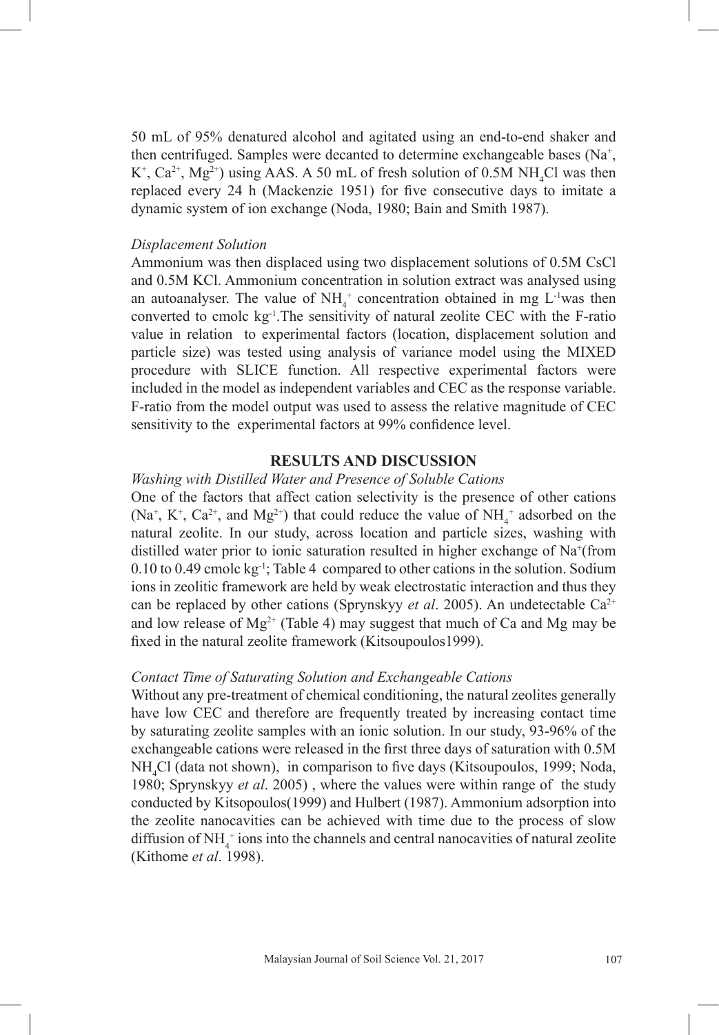50 mL of 95% denatured alcohol and agitated using an end-to-end shaker and then centrifuged. Samples were decanted to determine exchangeable bases ($Na^+$, $K^+$, $Ca^{2+}$, $Mg^{2+}$) using AAS. A 50 mL of fresh solution of 0.5M $NH_4Cl$ was then replaced every 24 h (Mackenzie 1951) for five consecutive days to imitate a dynamic system of ion exchange (Noda, 1980; Bain and Smith 1987).

*Displacement Solution*

Ammonium was then displaced using two displacement solutions of 0.5M CsCl and 0.5M KCl. Ammonium concentration in solution extract was analysed using an autoanalyser. The value of $NH_4^+$ concentration obtained in mg $L^{-1}$was then converted to cmolc $kg^{-1}$.The sensitivity of natural zeolite CEC with the F-ratio value in relation to experimental factors (location, displacement solution and particle size) was tested using analysis of variance model using the MIXED procedure with SLICE function. All respective experimental factors were included in the model as independent variables and CEC as the response variable. F-ratio from the model output was used to assess the relative magnitude of CEC sensitivity to the experimental factors at 99% confidence level.

## RESULTS AND DISCUSSION

*Washing with Distilled Water and Presence of Soluble Cations*

One of the factors that affect cation selectivity is the presence of other cations ($Na^+$, $K^+$, $Ca^{2+}$, and $Mg^{2+}$) that could reduce the value of $NH_4^+$ adsorbed on the natural zeolite. In our study, across location and particle sizes, washing with distilled water prior to ionic saturation resulted in higher exchange of $Na^+$(from 0.10 to 0.49 cmolc $kg^{-1}$; Table 4 compared to other cations in the solution. Sodium ions in zeolitic framework are held by weak electrostatic interaction and thus they can be replaced by other cations (Sprynskyy *et al*. 2005). An undetectable $Ca^{2+}$ and low release of $Mg^{2+}$ (Table 4) may suggest that much of Ca and Mg may be fixed in the natural zeolite framework (Kitsoupoulos1999).

*Contact Time of Saturating Solution and Exchangeable Cations*

Without any pre-treatment of chemical conditioning, the natural zeolites generally have low CEC and therefore are frequently treated by increasing contact time by saturating zeolite samples with an ionic solution. In our study, 93-96% of the exchangeable cations were released in the first three days of saturation with 0.5M $NH_4Cl$ (data not shown), in comparison to five days (Kitsoupoulos, 1999; Noda, 1980; Sprynskyy *et al*. 2005) , where the values were within range of the study conducted by Kitsopoulos(1999) and Hulbert (1987). Ammonium adsorption into the zeolite nanocavities can be achieved with time due to the process of slow diffusion of $NH_4^+$ ions into the channels and central nanocavities of natural zeolite (Kithome *et al*. 1998).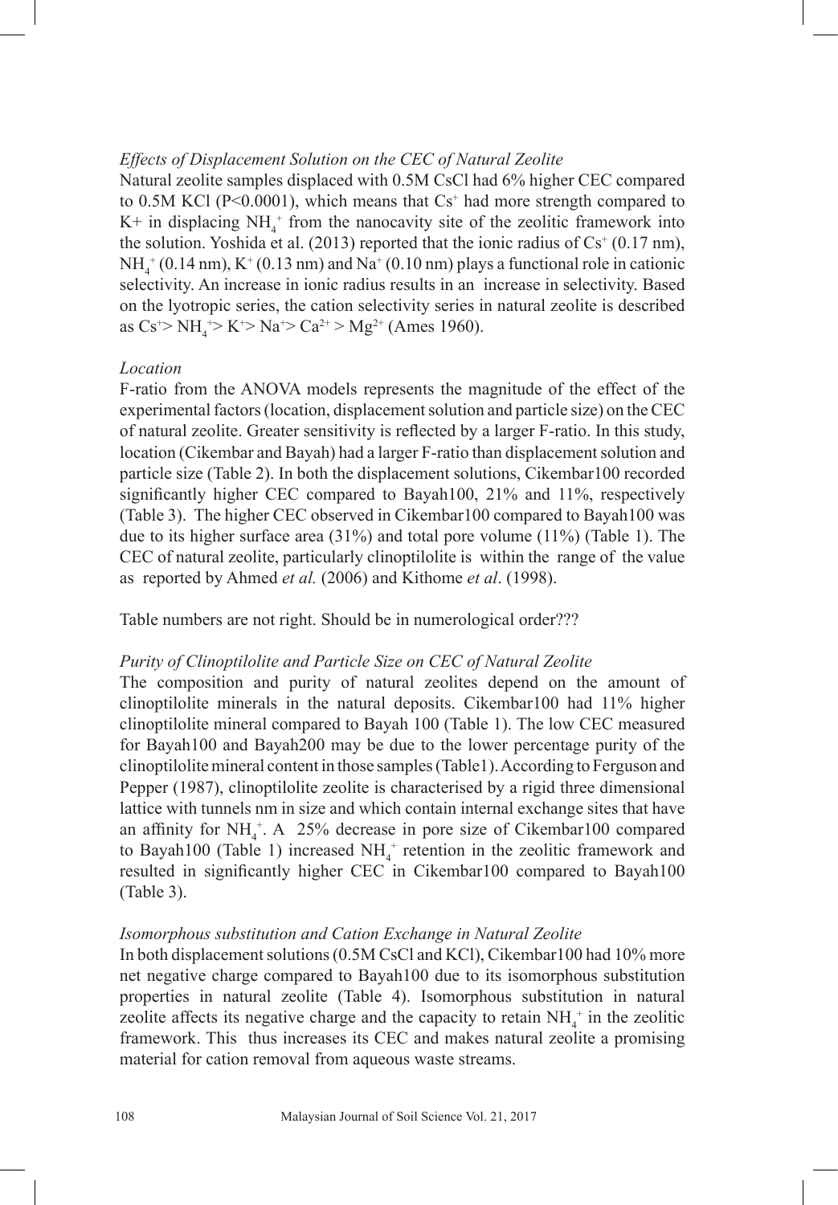### *Effects of Displacement Solution on the CEC of Natural Zeolite*

Natural zeolite samples displaced with 0.5M CsCl had 6% higher CEC compared to 0.5M KCl ($P<0.0001$), which means that $Cs^+$ had more strength compared to K+ in displacing $NH_4^+$ from the nanocavity site of the zeolitic framework into the solution. Yoshida et al. (2013) reported that the ionic radius of $Cs^+$ (0.17 nm), $NH_4^+$ (0.14 nm), $K^+$ (0.13 nm) and $Na^+$ (0.10 nm) plays a functional role in cationic selectivity. An increase in ionic radius results in an increase in selectivity. Based on the lyotropic series, the cation selectivity series in natural zeolite is described as $Cs^+ > NH_4^+ > K^+ > Na^+ > Ca^{2+} > Mg^{2+}$ (Ames 1960).

### *Location*

F-ratio from the ANOVA models represents the magnitude of the effect of the experimental factors (location, displacement solution and particle size) on the CEC of natural zeolite. Greater sensitivity is reflected by a larger F-ratio. In this study, location (Cikembar and Bayah) had a larger F-ratio than displacement solution and particle size (Table 2). In both the displacement solutions, Cikembar100 recorded significantly higher CEC compared to Bayah100, 21% and 11%, respectively (Table 3). The higher CEC observed in Cikembar100 compared to Bayah100 was due to its higher surface area (31%) and total pore volume (11%) (Table 1). The CEC of natural zeolite, particularly clinoptilolite is within the range of the value as reported by Ahmed *et al.* (2006) and Kithome *et al*. (1998).

Table numbers are not right. Should be in numerological order???

### *Purity of Clinoptilolite and Particle Size on CEC of Natural Zeolite*

The composition and purity of natural zeolites depend on the amount of clinoptilolite minerals in the natural deposits. Cikembar100 had 11% higher clinoptilolite mineral compared to Bayah 100 (Table 1). The low CEC measured for Bayah100 and Bayah200 may be due to the lower percentage purity of the clinoptilolite mineral content in those samples (Table1). According to Ferguson and Pepper (1987), clinoptilolite zeolite is characterised by a rigid three dimensional lattice with tunnels nm in size and which contain internal exchange sites that have an affinity for $NH_4^+$. A 25% decrease in pore size of Cikembar100 compared to Bayah100 (Table 1) increased $NH_4^+$ retention in the zeolitic framework and resulted in significantly higher CEC in Cikembar100 compared to Bayah100 (Table 3).

### *Isomorphous substitution and Cation Exchange in Natural Zeolite*

In both displacement solutions (0.5M CsCl and KCl), Cikembar100 had 10% more net negative charge compared to Bayah100 due to its isomorphous substitution properties in natural zeolite (Table 4). Isomorphous substitution in natural zeolite affects its negative charge and the capacity to retain $NH_4^+$ in the zeolitic framework. This thus increases its CEC and makes natural zeolite a promising material for cation removal from aqueous waste streams.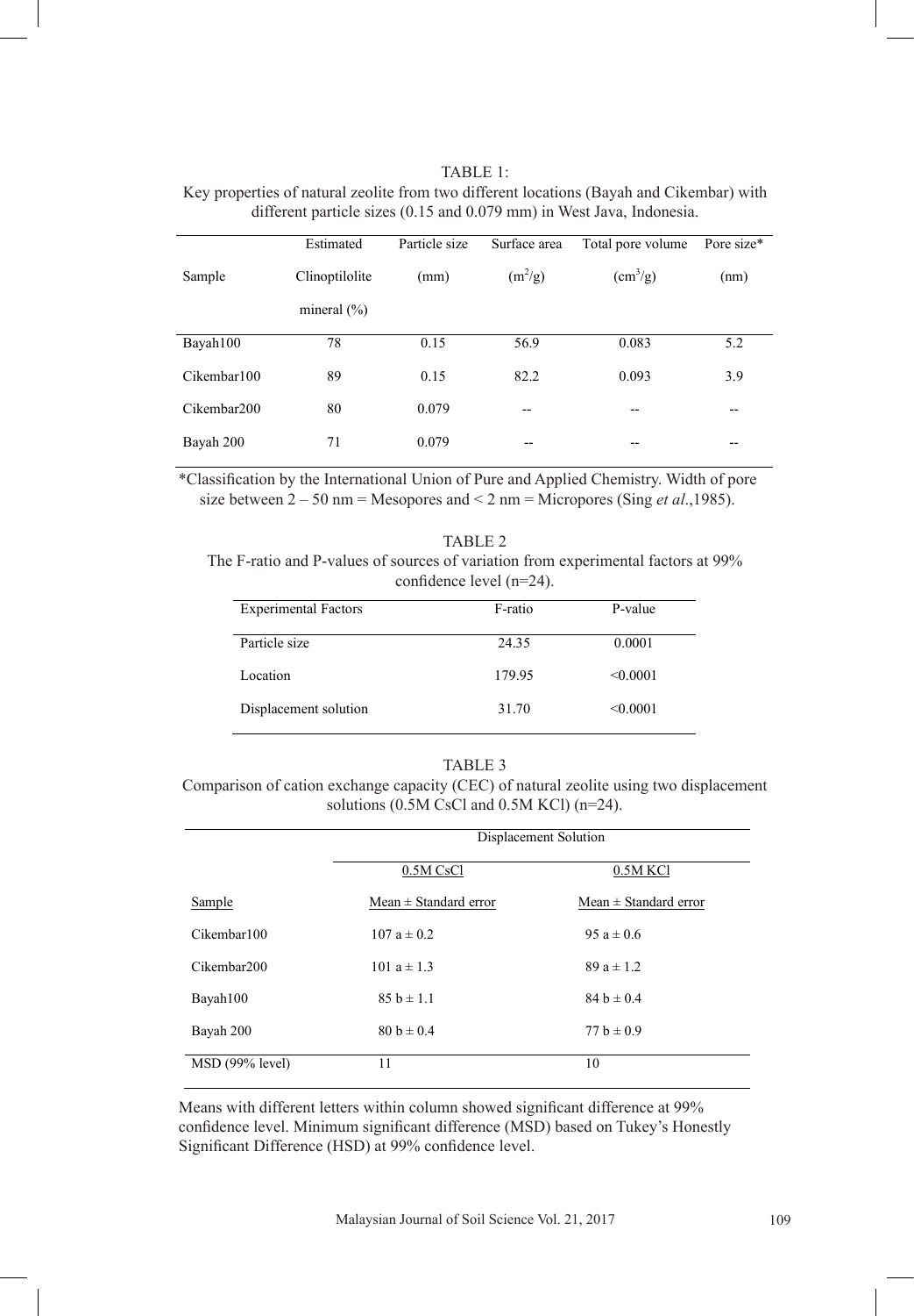TABLE 1:

Key properties of natural zeolite from two different locations (Bayah and Cikembar) with different particle sizes (0.15 and 0.079 mm) in West Java, Indonesia.

| Sample | Estimated Clinoptilolite mineral (%) | Particle size (mm) | Surface area ($m^2/g$) | Total pore volume ($cm^3/g$) | Pore size* (nm) |
|---|---|---|---|---|---|
| Bayah100 | 78 | 0.15 | 56.9 | 0.083 | 5.2 |
| Cikembar100 | 89 | 0.15 | 82.2 | 0.093 | 3.9 |
| Cikembar200 | 80 | 0.079 | -- | -- | -- |
| Bayah 200 | 71 | 0.079 | -- | -- | -- |

*Classification by the International Union of Pure and Applied Chemistry. Width of pore size between 2 – 50 nm = Mesopores and < 2 nm = Micropores (Sing *et al*.,1985).

TABLE 2

The F-ratio and P-values of sources of variation from experimental factors at 99% confidence level (n=24).

| Experimental Factors | F-ratio | P-value |
|---|---|---|
| Particle size | 24.35 | 0.0001 |
| Location | 179.95 | <0.0001 |
| Displacement solution | 31.70 | <0.0001 |

TABLE 3

Comparison of cation exchange capacity (CEC) of natural zeolite using two displacement solutions (0.5M CsCl and 0.5M KCl) (n=24).

| | Displacement Solution | |
|---|---|---|
| | 0.5M CsCl | 0.5M KCl |
| Sample | Mean ± Standard error | Mean ± Standard error |
| Cikembar100 | 107 a ± 0.2 | 95 a ± 0.6 |
| Cikembar200 | 101 a ± 1.3 | 89 a ± 1.2 |
| Bayah100 | 85 b ± 1.1 | 84 b ± 0.4 |
| Bayah 200 | 80 b ± 0.4 | 77 b ± 0.9 |
| MSD (99% level) | 11 | 10 |

Means with different letters within column showed significant difference at 99% confidence level. Minimum significant difference (MSD) based on Tukey's Honestly Significant Difference (HSD) at 99% confidence level.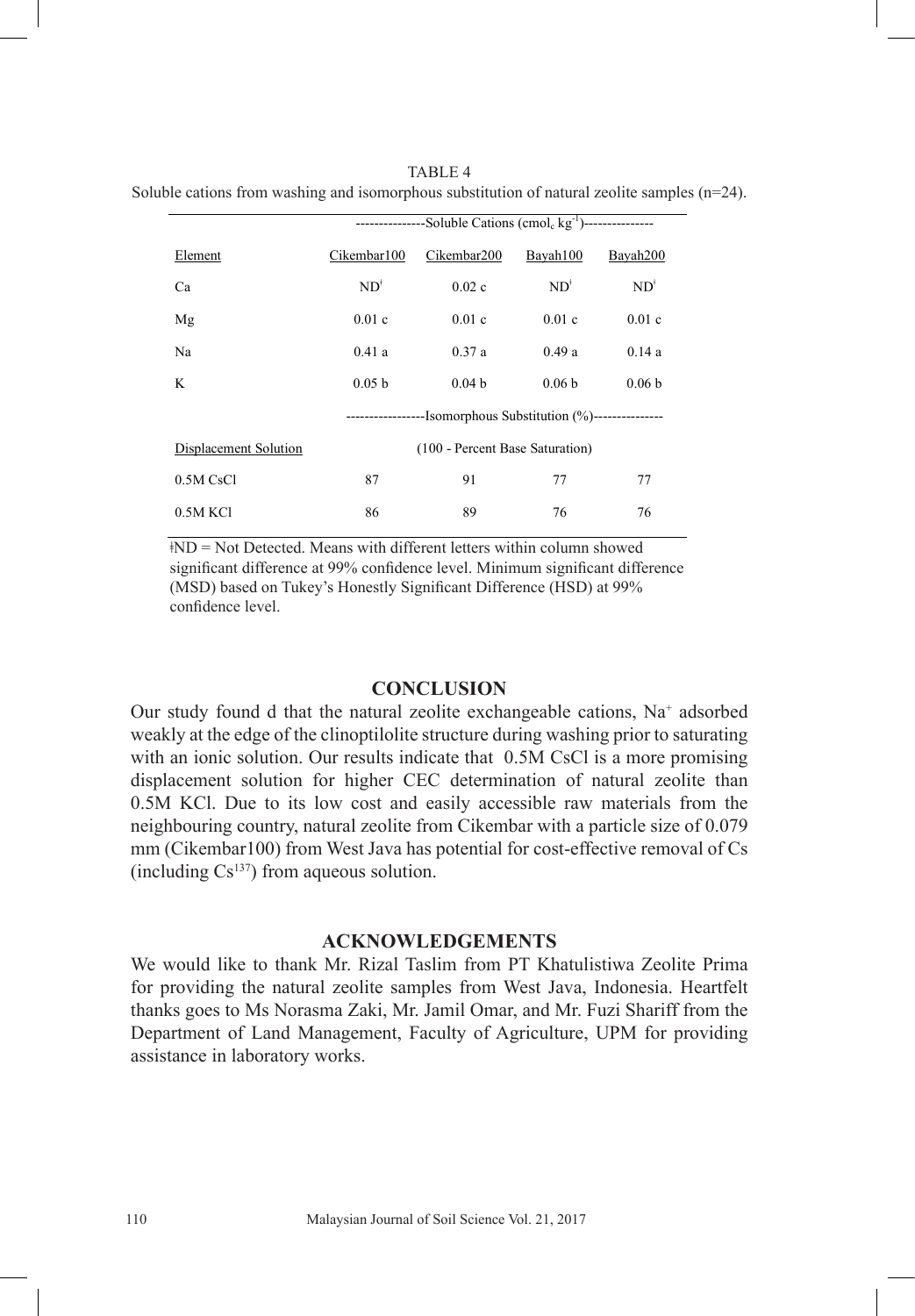TABLE 4

Soluble cations from washing and isomorphous substitution of natural zeolite samples (n=24).

| | Soluble Cations ($cmol_c\ kg^{-1}$) | | | |
|---|---|---|---|---|
| Element | Cikembar100 | Cikembar200 | Bayah100 | Bayah200 |
| Ca | ND[ǂ] | 0.02 c | ND[ǂ] | ND[ǂ] |
| Mg | 0.01 c | 0.01 c | 0.01 c | 0.01 c |
| Na | 0.41 a | 0.37 a | 0.49 a | 0.14 a |
| K | 0.05 b | 0.04 b | 0.06 b | 0.06 b |
| | Isomorphous Substitution (%) | | | |
| Displacement Solution | (100 - Percent Base Saturation) | | | |
| 0.5M CsCl | 87 | 91 | 77 | 77 |
| 0.5M KCl | 86 | 89 | 76 | 76 |

ǂND = Not Detected. Means with different letters within column showed significant difference at 99% confidence level. Minimum significant difference (MSD) based on Tukey's Honestly Significant Difference (HSD) at 99% confidence level.

## CONCLUSION

Our study found d that the natural zeolite exchangeable cations, $Na^+$ adsorbed weakly at the edge of the clinoptilolite structure during washing prior to saturating with an ionic solution. Our results indicate that 0.5M CsCl is a more promising displacement solution for higher CEC determination of natural zeolite than 0.5M KCl. Due to its low cost and easily accessible raw materials from the neighbouring country, natural zeolite from Cikembar with a particle size of 0.079 mm (Cikembar100) from West Java has potential for cost-effective removal of Cs (including $Cs^{137}$) from aqueous solution.

## ACKNOWLEDGEMENTS

We would like to thank Mr. Rizal Taslim from PT Khatulistiwa Zeolite Prima for providing the natural zeolite samples from West Java, Indonesia. Heartfelt thanks goes to Ms Norasma Zaki, Mr. Jamil Omar, and Mr. Fuzi Shariff from the Department of Land Management, Faculty of Agriculture, UPM for providing assistance in laboratory works.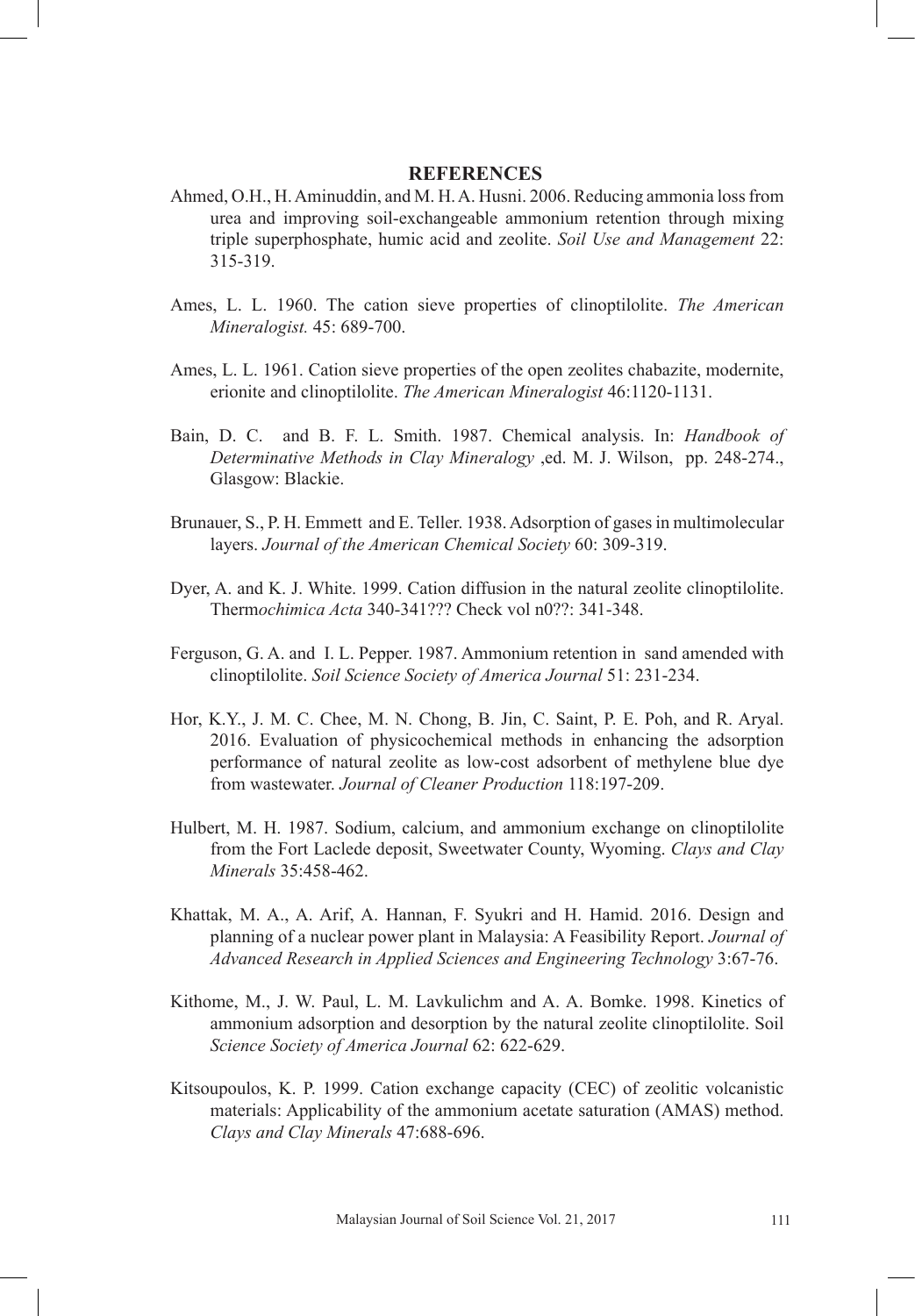## REFERENCES

Ahmed, O.H., H. Aminuddin, and M. H. A. Husni. 2006. Reducing ammonia loss from urea and improving soil-exchangeable ammonium retention through mixing triple superphosphate, humic acid and zeolite. *Soil Use and Management* 22: 315-319.

Ames, L. L. 1960. The cation sieve properties of clinoptilolite. *The American Mineralogist.* 45: 689-700.

Ames, L. L. 1961. Cation sieve properties of the open zeolites chabazite, modernite, erionite and clinoptilolite. *The American Mineralogist* 46:1120-1131.

Bain, D. C. and B. F. L. Smith. 1987. Chemical analysis. In: *Handbook of Determinative Methods in Clay Mineralogy* ,ed. M. J. Wilson, pp. 248-274., Glasgow: Blackie.

Brunauer, S., P. H. Emmett and E. Teller. 1938. Adsorption of gases in multimolecular layers. *Journal of the American Chemical Society* 60: 309-319.

Dyer, A. and K. J. White. 1999. Cation diffusion in the natural zeolite clinoptilolite. Therm*ochimica Acta* 340-341??? Check vol n0??: 341-348.

Ferguson, G. A. and I. L. Pepper. 1987. Ammonium retention in sand amended with clinoptilolite. *Soil Science Society of America Journal* 51: 231-234.

Hor, K.Y., J. M. C. Chee, M. N. Chong, B. Jin, C. Saint, P. E. Poh, and R. Aryal. 2016. Evaluation of physicochemical methods in enhancing the adsorption performance of natural zeolite as low-cost adsorbent of methylene blue dye from wastewater. *Journal of Cleaner Production* 118:197-209.

Hulbert, M. H. 1987. Sodium, calcium, and ammonium exchange on clinoptilolite from the Fort Laclede deposit, Sweetwater County, Wyoming. *Clays and Clay Minerals* 35:458-462.

Khattak, M. A., A. Arif, A. Hannan, F. Syukri and H. Hamid. 2016. Design and planning of a nuclear power plant in Malaysia: A Feasibility Report. *Journal of Advanced Research in Applied Sciences and Engineering Technology* 3:67-76.

Kithome, M., J. W. Paul, L. M. Lavkulichm and A. A. Bomke. 1998. Kinetics of ammonium adsorption and desorption by the natural zeolite clinoptilolite. Soil *Science Society of America Journal* 62: 622-629.

Kitsoupoulos, K. P. 1999. Cation exchange capacity (CEC) of zeolitic volcanistic materials: Applicability of the ammonium acetate saturation (AMAS) method. *Clays and Clay Minerals* 47:688-696.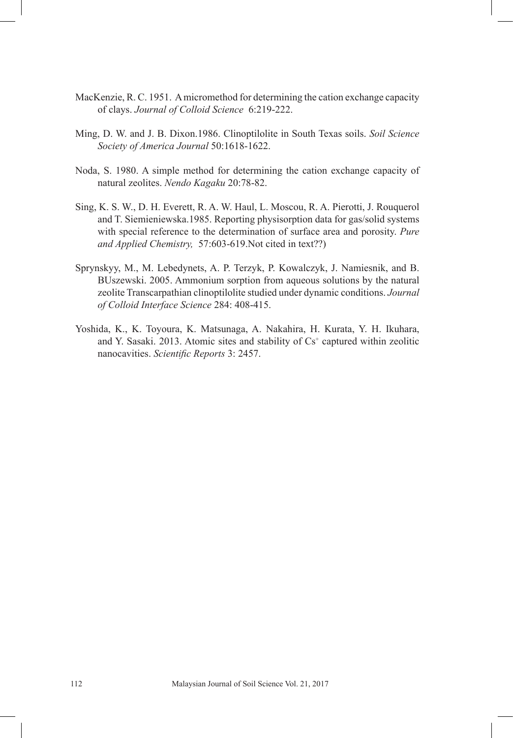MacKenzie, R. C. 1951. A micromethod for determining the cation exchange capacity of clays. *Journal of Colloid Science* 6:219-222.

Ming, D. W. and J. B. Dixon.1986. Clinoptilolite in South Texas soils. *Soil Science Society of America Journal* 50:1618-1622.

Noda, S. 1980. A simple method for determining the cation exchange capacity of natural zeolites. *Nendo Kagaku* 20:78-82.

Sing, K. S. W., D. H. Everett, R. A. W. Haul, L. Moscou, R. A. Pierotti, J. Rouquerol and T. Siemieniewska.1985. Reporting physisorption data for gas/solid systems with special reference to the determination of surface area and porosity. *Pure and Applied Chemistry,* 57:603-619.Not cited in text??)

Sprynskyy, M., M. Lebedynets, A. P. Terzyk, P. Kowalczyk, J. Namiesnik, and B. BUszewski. 2005. Ammonium sorption from aqueous solutions by the natural zeolite Transcarpathian clinoptilolite studied under dynamic conditions. *Journal of Colloid Interface Science* 284: 408-415.

Yoshida, K., K. Toyoura, K. Matsunaga, A. Nakahira, H. Kurata, Y. H. Ikuhara, and Y. Sasaki. 2013. Atomic sites and stability of $Cs^+$ captured within zeolitic nanocavities. *Scientific Reports* 3: 2457.